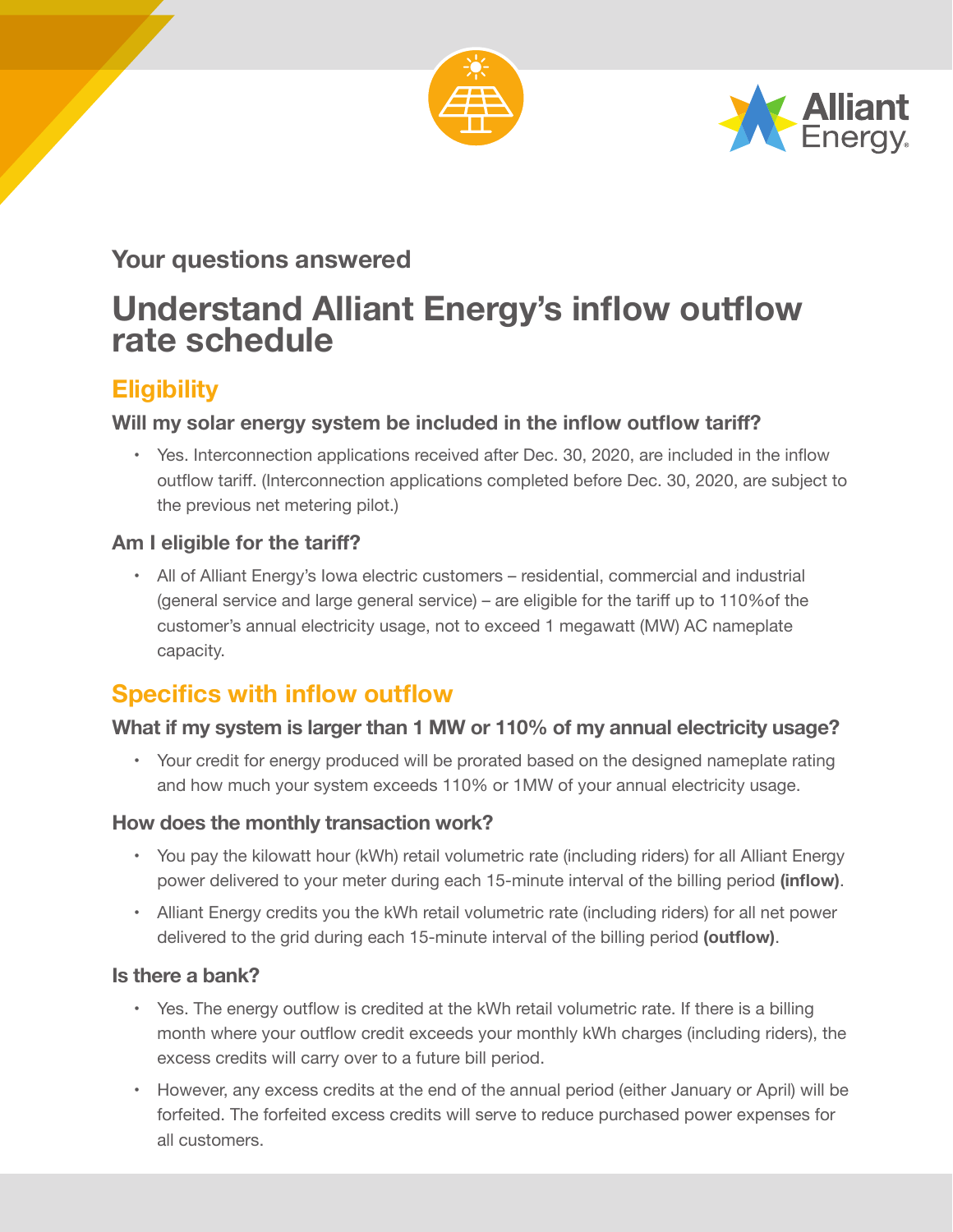Your questions answered

# Understand Alliant Energy's inflow outflow rate schedule

## Eligibility

### Will my solar energy system be included in the inflow outflow tariff?

- Yes. Interconnection applications received after Dec. 30, 2020, are included in the inflow outflow tariff. (Interconnection applications completed before Dec. 30, 2020, are subject to the previous net metering pilot.)

### Am I eligible for the tariff?

- All of Alliant Energy's Iowa electric customers – residential, commercial and industrial (general service and large general service) – are eligible for the tariff up to 110%of the customer's annual electricity usage, not to exceed 1 megawatt (MW) AC nameplate capacity.

## Specifics with inflow outflow

### What if my system is larger than 1 MW or 110% of my annual electricity usage?

- Your credit for energy produced will be prorated based on the designed nameplate rating and how much your system exceeds 110% or 1MW of your annual electricity usage.

### How does the monthly transaction work?

- You pay the kilowatt hour (kWh) retail volumetric rate (including riders) for all Alliant Energy power delivered to your meter during each 15-minute interval of the billing period **(inflow)**.
- Alliant Energy credits you the kWh retail volumetric rate (including riders) for all net power delivered to the grid during each 15-minute interval of the billing period **(outflow)**.

### Is there a bank?

- Yes. The energy outflow is credited at the kWh retail volumetric rate. If there is a billing month where your outflow credit exceeds your monthly kWh charges (including riders), the excess credits will carry over to a future bill period.
- However, any excess credits at the end of the annual period (either January or April) will be forfeited. The forfeited excess credits will serve to reduce purchased power expenses for all customers.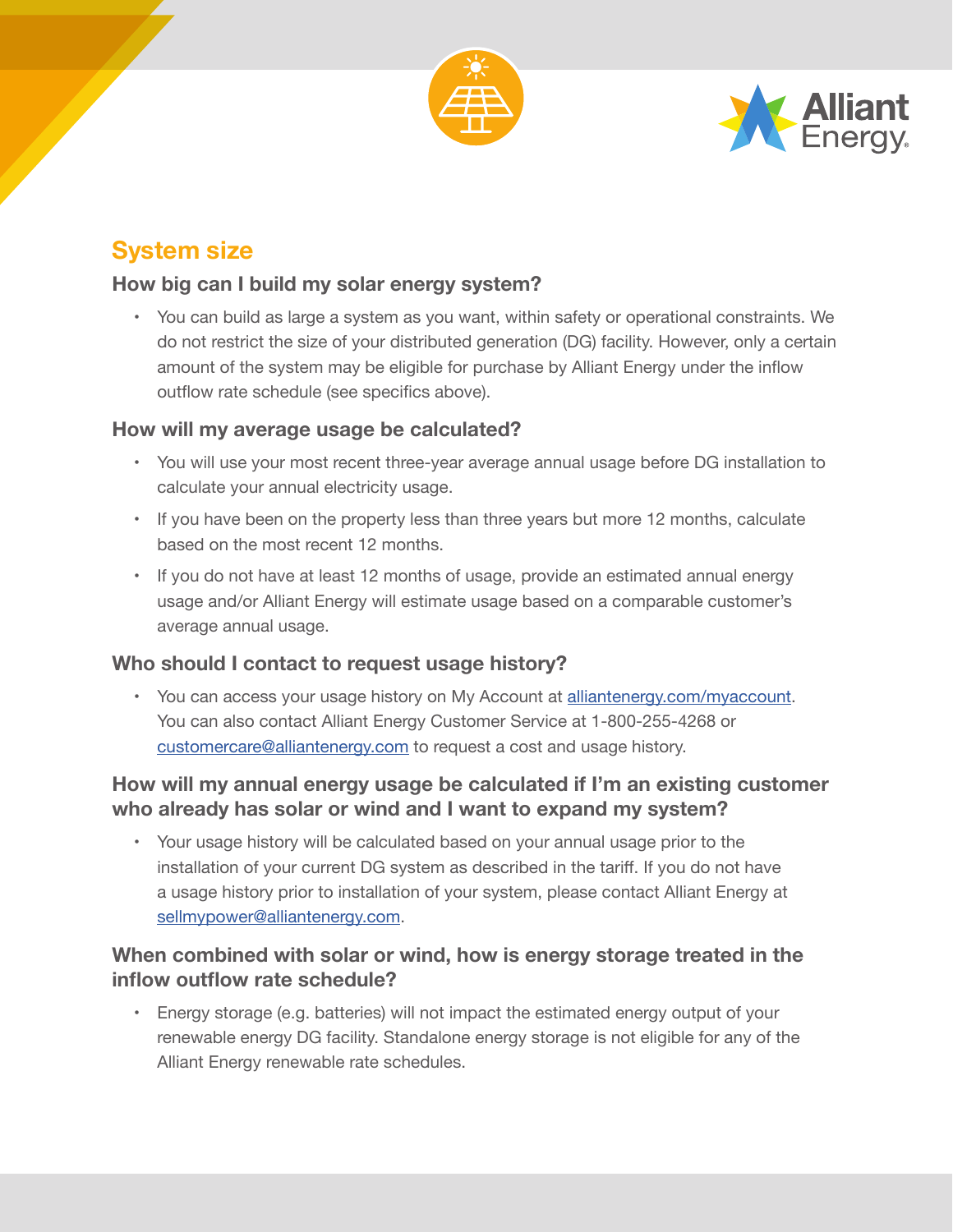## System size

### How big can I build my solar energy system?

- You can build as large a system as you want, within safety or operational constraints. We do not restrict the size of your distributed generation (DG) facility. However, only a certain amount of the system may be eligible for purchase by Alliant Energy under the inflow outflow rate schedule (see specifics above).

### How will my average usage be calculated?

- You will use your most recent three-year average annual usage before DG installation to calculate your annual electricity usage.
- If you have been on the property less than three years but more 12 months, calculate based on the most recent 12 months.
- If you do not have at least 12 months of usage, provide an estimated annual energy usage and/or Alliant Energy will estimate usage based on a comparable customer's average annual usage.

### Who should I contact to request usage history?

- You can access your usage history on My Account at [alliantenergy.com/myaccount](alliantenergy.com/myaccount). You can also contact Alliant Energy Customer Service at 1-800-255-4268 or [customercare@alliantenergy.com](mailto:customercare@alliantenergy.com) to request a cost and usage history.

### How will my annual energy usage be calculated if I'm an existing customer who already has solar or wind and I want to expand my system?

- Your usage history will be calculated based on your annual usage prior to the installation of your current DG system as described in the tariff. If you do not have a usage history prior to installation of your system, please contact Alliant Energy at [sellmypower@alliantenergy.com](mailto:sellmypower@alliantenergy.com).

### When combined with solar or wind, how is energy storage treated in the inflow outflow rate schedule?

- Energy storage (e.g. batteries) will not impact the estimated energy output of your renewable energy DG facility. Standalone energy storage is not eligible for any of the Alliant Energy renewable rate schedules.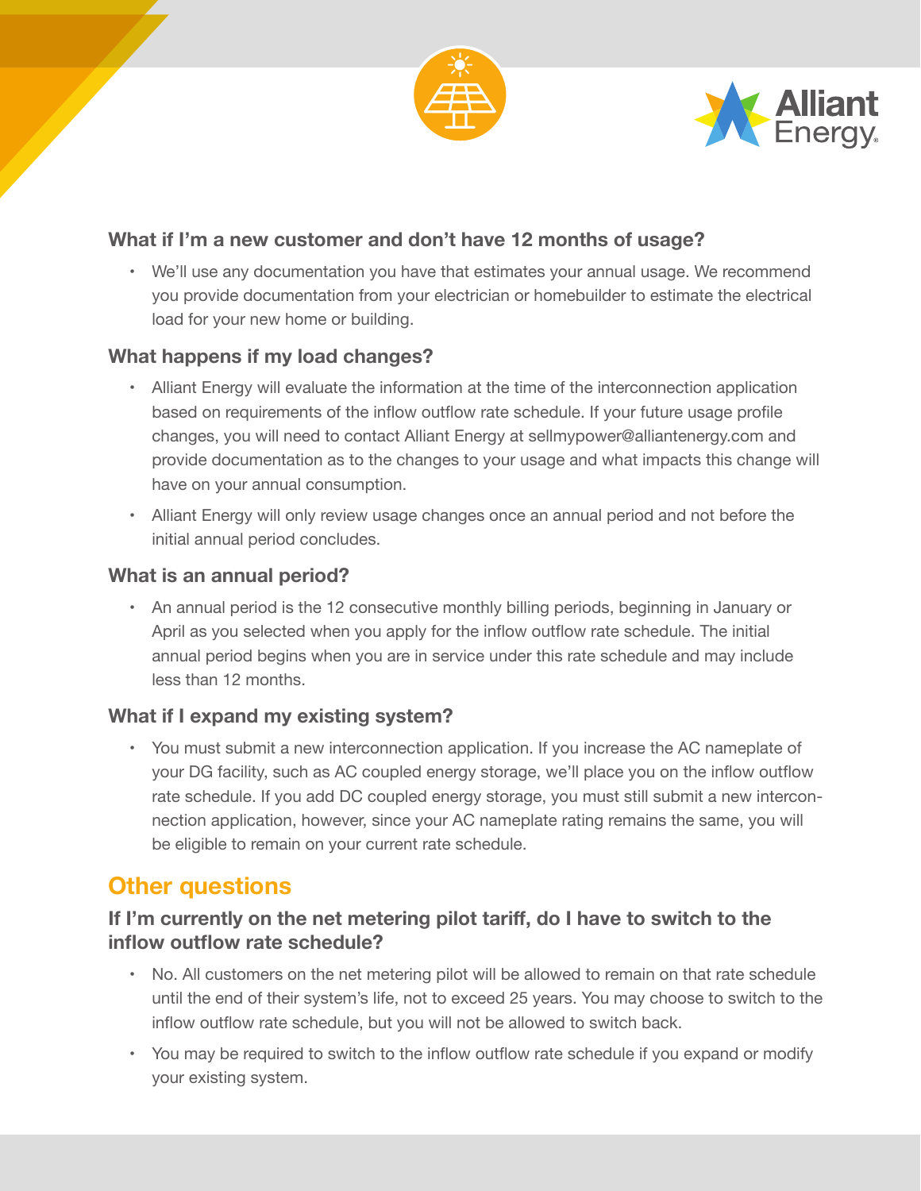### What if I'm a new customer and don't have 12 months of usage?

- We'll use any documentation you have that estimates your annual usage. We recommend you provide documentation from your electrician or homebuilder to estimate the electrical load for your new home or building.

### What happens if my load changes?

- Alliant Energy will evaluate the information at the time of the interconnection application based on requirements of the inflow outflow rate schedule. If your future usage profile changes, you will need to contact Alliant Energy at sellmypower@alliantenergy.com and provide documentation as to the changes to your usage and what impacts this change will have on your annual consumption.
- Alliant Energy will only review usage changes once an annual period and not before the initial annual period concludes.

### What is an annual period?

- An annual period is the 12 consecutive monthly billing periods, beginning in January or April as you selected when you apply for the inflow outflow rate schedule. The initial annual period begins when you are in service under this rate schedule and may include less than 12 months.

### What if I expand my existing system?

- You must submit a new interconnection application. If you increase the AC nameplate of your DG facility, such as AC coupled energy storage, we'll place you on the inflow outflow rate schedule. If you add DC coupled energy storage, you must still submit a new interconnection application, however, since your AC nameplate rating remains the same, you will be eligible to remain on your current rate schedule.

## Other questions

### If I'm currently on the net metering pilot tariff, do I have to switch to the inflow outflow rate schedule?

- No. All customers on the net metering pilot will be allowed to remain on that rate schedule until the end of their system's life, not to exceed 25 years. You may choose to switch to the inflow outflow rate schedule, but you will not be allowed to switch back.
- You may be required to switch to the inflow outflow rate schedule if you expand or modify your existing system.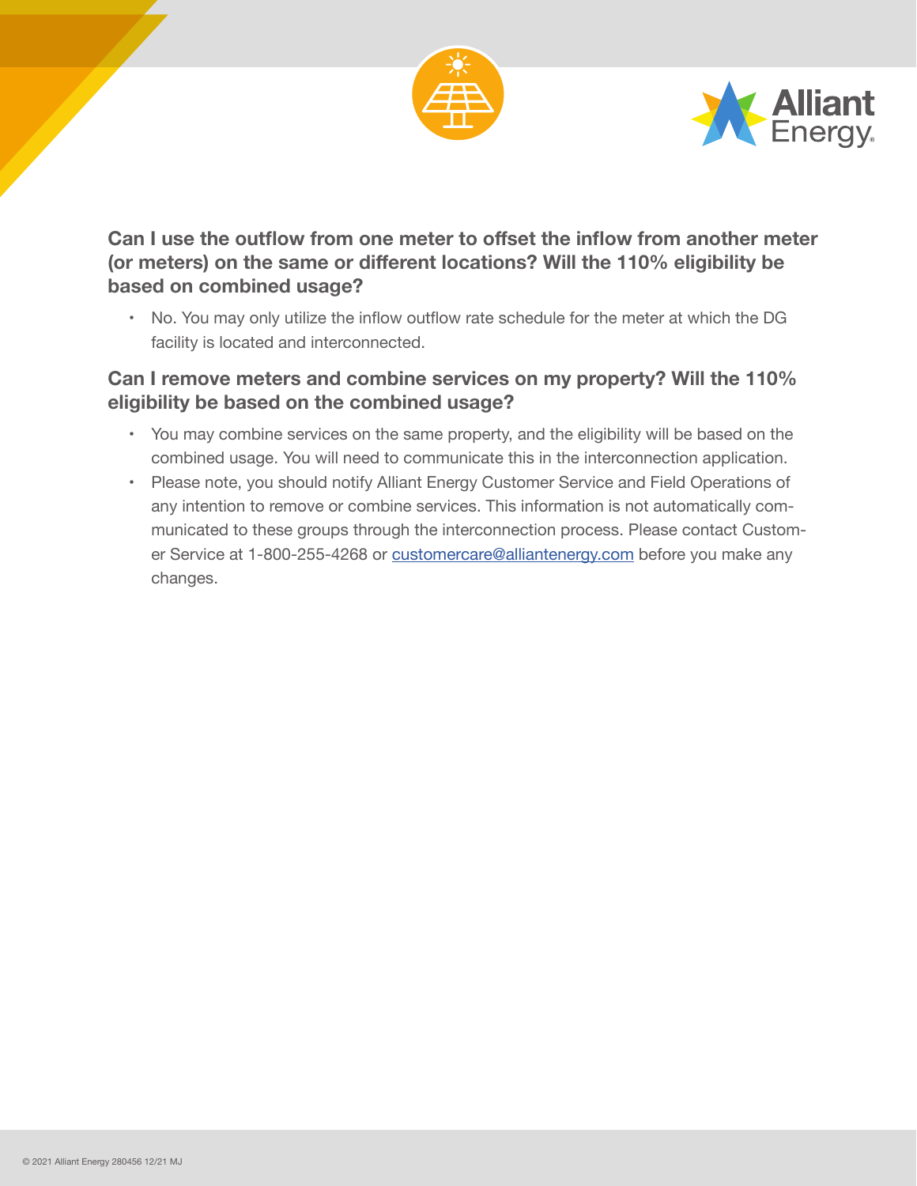**Can I use the outflow from one meter to offset the inflow from another meter (or meters) on the same or different locations? Will the 110% eligibility be based on combined usage?**

- No. You may only utilize the inflow outflow rate schedule for the meter at which the DG facility is located and interconnected.

**Can I remove meters and combine services on my property? Will the 110% eligibility be based on the combined usage?**

- You may combine services on the same property, and the eligibility will be based on the combined usage. You will need to communicate this in the interconnection application.
- Please note, you should notify Alliant Energy Customer Service and Field Operations of any intention to remove or combine services. This information is not automatically communicated to these groups through the interconnection process. Please contact Customer Service at 1-800-255-4268 or customercare@alliantenergy.com before you make any changes.

© 2021 Alliant Energy 280456 12/21 MJ